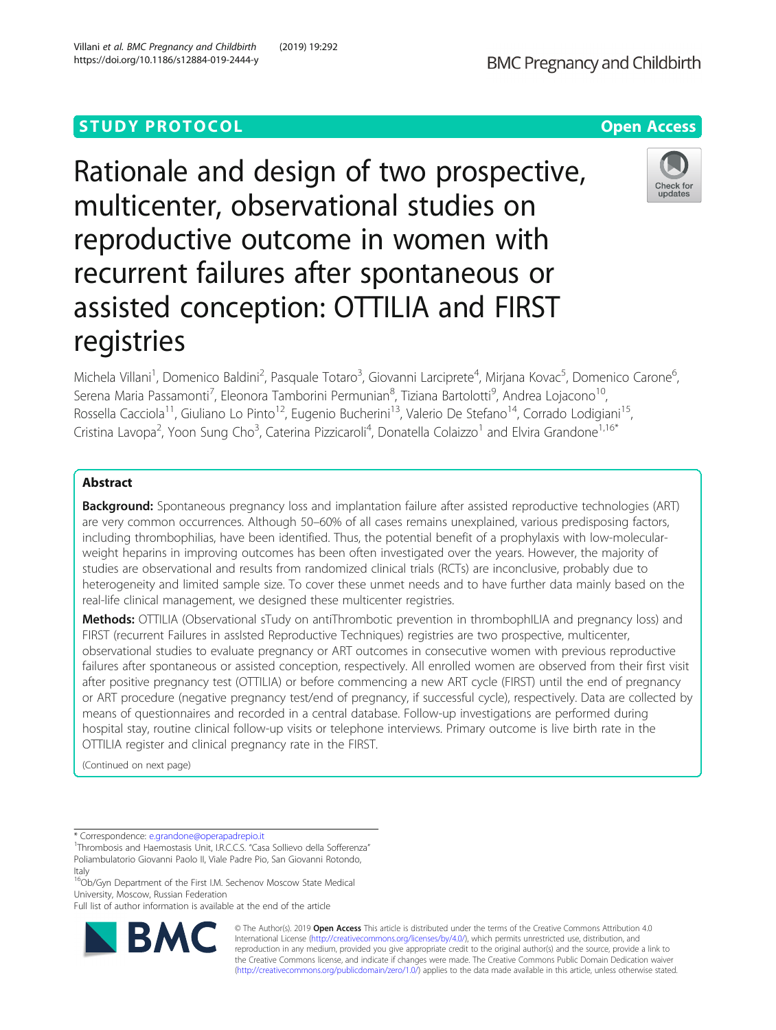STUDY PROTOCOL

Open Access

# Rationale and design of two prospective, multicenter, observational studies on reproductive outcome in women with recurrent failures after spontaneous or assisted conception: OTTILIA and FIRST registries

Michela Villani[1], Domenico Baldini[2], Pasquale Totaro[3], Giovanni Larciprete[4], Mirjana Kovac[5], Domenico Carone[6], Serena Maria Passamonti[7], Eleonora Tamborini Permunian[8], Tiziana Bartolotti[9], Andrea Lojacono[10], Rossella Cacciola[11], Giuliano Lo Pinto[12], Eugenio Bucherini[13], Valerio De Stefano[14], Corrado Lodigiani[15], Cristina Lavopa[2], Yoon Sung Cho[3], Caterina Pizzicaroli[4], Donatella Colaizzo[1] and Elvira Grandone[1,16*]

## Abstract

**Background:** Spontaneous pregnancy loss and implantation failure after assisted reproductive technologies (ART) are very common occurrences. Although 50–60% of all cases remains unexplained, various predisposing factors, including thrombophilias, have been identified. Thus, the potential benefit of a prophylaxis with low-molecular-weight heparins in improving outcomes has been often investigated over the years. However, the majority of studies are observational and results from randomized clinical trials (RCTs) are inconclusive, probably due to heterogeneity and limited sample size. To cover these unmet needs and to have further data mainly based on the real-life clinical management, we designed these multicenter registries.

**Methods:** OTTILIA (Observational sTudy on antiThrombotic prevention in thrombophILIA and pregnancy loss) and FIRST (recurrent Failures in assIsted Reproductive Techniques) registries are two prospective, multicenter, observational studies to evaluate pregnancy or ART outcomes in consecutive women with previous reproductive failures after spontaneous or assisted conception, respectively. All enrolled women are observed from their first visit after positive pregnancy test (OTTILIA) or before commencing a new ART cycle (FIRST) until the end of pregnancy or ART procedure (negative pregnancy test/end of pregnancy, if successful cycle), respectively. Data are collected by means of questionnaires and recorded in a central database. Follow-up investigations are performed during hospital stay, routine clinical follow-up visits or telephone interviews. Primary outcome is live birth rate in the OTTILIA register and clinical pregnancy rate in the FIRST.

(Continued on next page)

* Correspondence: e.grandone@operapadrepio.it

[1]Thrombosis and Haemostasis Unit, I.R.C.C.S. "Casa Sollievo della Sofferenza" Poliambulatorio Giovanni Paolo II, Viale Padre Pio, San Giovanni Rotondo, Italy

[16]Ob/Gyn Department of the First I.M. Sechenov Moscow State Medical University, Moscow, Russian Federation

Full list of author information is available at the end of the article

© The Author(s). 2019 **Open Access** This article is distributed under the terms of the Creative Commons Attribution 4.0 International License (http://creativecommons.org/licenses/by/4.0/), which permits unrestricted use, distribution, and reproduction in any medium, provided you give appropriate credit to the original author(s) and the source, provide a link to the Creative Commons license, and indicate if changes were made. The Creative Commons Public Domain Dedication waiver (http://creativecommons.org/publicdomain/zero/1.0/) applies to the data made available in this article, unless otherwise stated.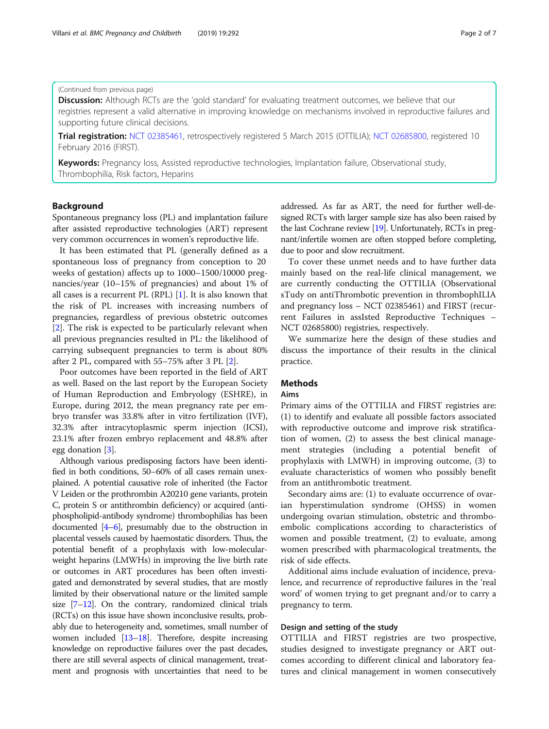(Continued from previous page)

**Discussion:** Although RCTs are the 'gold standard' for evaluating treatment outcomes, we believe that our registries represent a valid alternative in improving knowledge on mechanisms involved in reproductive failures and supporting future clinical decisions.

**Trial registration:** NCT 02385461, retrospectively registered 5 March 2015 (OTTILIA); NCT 02685800, registered 10 February 2016 (FIRST).

**Keywords:** Pregnancy loss, Assisted reproductive technologies, Implantation failure, Observational study, Thrombophilia, Risk factors, Heparins

## Background

Spontaneous pregnancy loss (PL) and implantation failure after assisted reproductive technologies (ART) represent very common occurrences in women's reproductive life.

It has been estimated that PL (generally defined as a spontaneous loss of pregnancy from conception to 20 weeks of gestation) affects up to 1000–1500/10000 pregnancies/year (10–15% of pregnancies) and about 1% of all cases is a recurrent PL (RPL) [1]. It is also known that the risk of PL increases with increasing numbers of pregnancies, regardless of previous obstetric outcomes [2]. The risk is expected to be particularly relevant when all previous pregnancies resulted in PL: the likelihood of carrying subsequent pregnancies to term is about 80% after 2 PL, compared with 55–75% after 3 PL [2].

Poor outcomes have been reported in the field of ART as well. Based on the last report by the European Society of Human Reproduction and Embryology (ESHRE), in Europe, during 2012, the mean pregnancy rate per embryo transfer was 33.8% after in vitro fertilization (IVF), 32.3% after intracytoplasmic sperm injection (ICSI), 23.1% after frozen embryo replacement and 48.8% after egg donation [3].

Although various predisposing factors have been identified in both conditions, 50–60% of all cases remain unexplained. A potential causative role of inherited (the Factor V Leiden or the prothrombin A20210 gene variants, protein C, protein S or antithrombin deficiency) or acquired (antiphospholipid-antibody syndrome) thrombophilias has been documented [4–6], presumably due to the obstruction in placental vessels caused by haemostatic disorders. Thus, the potential benefit of a prophylaxis with low-molecular-weight heparins (LMWHs) in improving the live birth rate or outcomes in ART procedures has been often investigated and demonstrated by several studies, that are mostly limited by their observational nature or the limited sample size [7–12]. On the contrary, randomized clinical trials (RCTs) on this issue have shown inconclusive results, probably due to heterogeneity and, sometimes, small number of women included [13–18]. Therefore, despite increasing knowledge on reproductive failures over the past decades, there are still several aspects of clinical management, treatment and prognosis with uncertainties that need to be addressed. As far as ART, the need for further well-designed RCTs with larger sample size has also been raised by the last Cochrane review [19]. Unfortunately, RCTs in pregnant/infertile women are often stopped before completing, due to poor and slow recruitment.

To cover these unmet needs and to have further data mainly based on the real-life clinical management, we are currently conducting the OTTILIA (Observational sTudy on antiThrombotic prevention in thrombophILIA and pregnancy loss – NCT 02385461) and FIRST (recurrent Failures in assIsted Reproductive Techniques – NCT 02685800) registries, respectively.

We summarize here the design of these studies and discuss the importance of their results in the clinical practice.

## Methods

### Aims

Primary aims of the OTTILIA and FIRST registries are: (1) to identify and evaluate all possible factors associated with reproductive outcome and improve risk stratification of women, (2) to assess the best clinical management strategies (including a potential benefit of prophylaxis with LMWH) in improving outcome, (3) to evaluate characteristics of women who possibly benefit from an antithrombotic treatment.

Secondary aims are: (1) to evaluate occurrence of ovarian hyperstimulation syndrome (OHSS) in women undergoing ovarian stimulation, obstetric and thromboembolic complications according to characteristics of women and possible treatment, (2) to evaluate, among women prescribed with pharmacological treatments, the risk of side effects.

Additional aims include evaluation of incidence, prevalence, and recurrence of reproductive failures in the 'real word' of women trying to get pregnant and/or to carry a pregnancy to term.

### Design and setting of the study

OTTILIA and FIRST registries are two prospective, studies designed to investigate pregnancy or ART outcomes according to different clinical and laboratory features and clinical management in women consecutively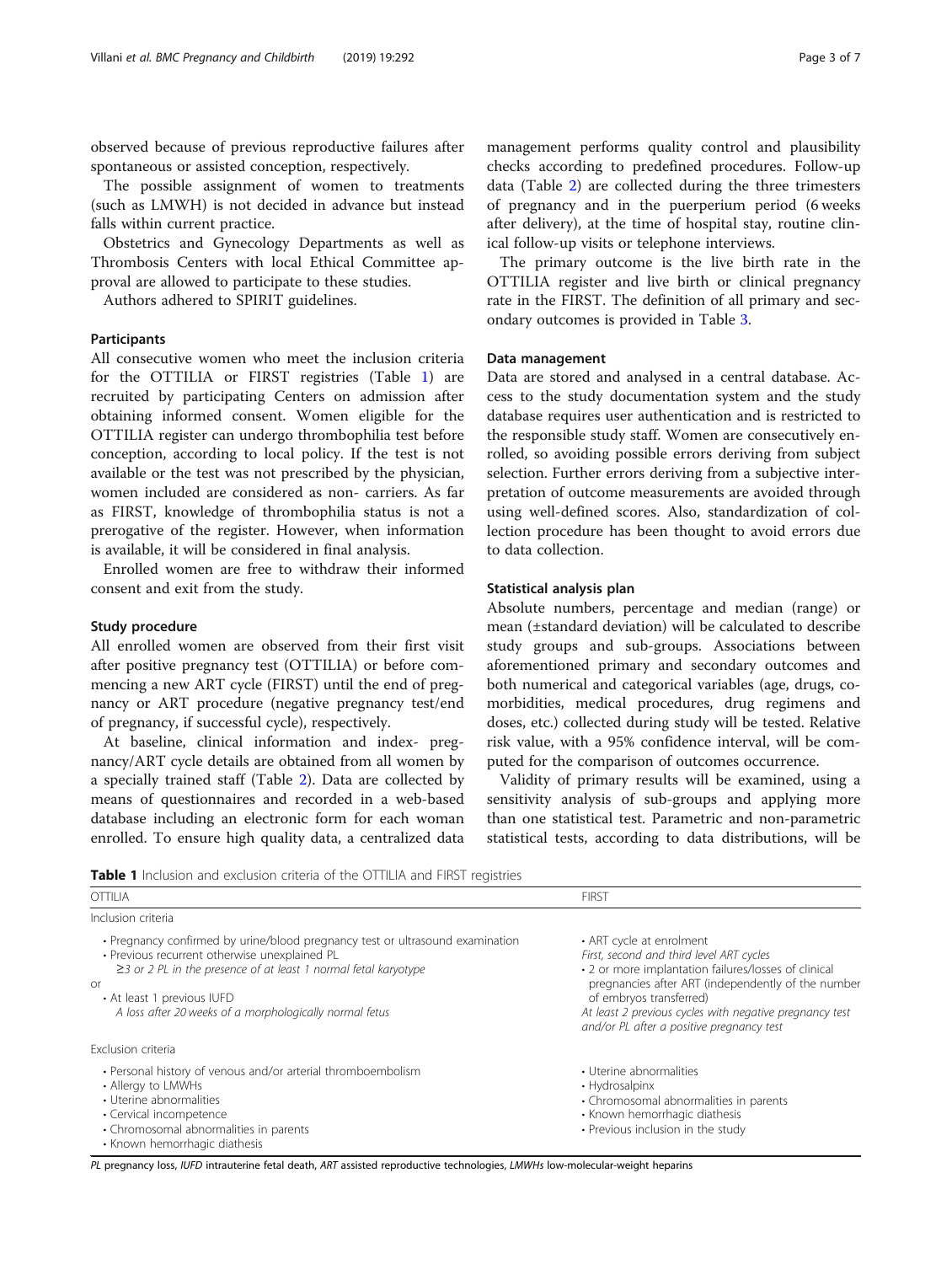observed because of previous reproductive failures after spontaneous or assisted conception, respectively.

The possible assignment of women to treatments (such as LMWH) is not decided in advance but instead falls within current practice.

Obstetrics and Gynecology Departments as well as Thrombosis Centers with local Ethical Committee approval are allowed to participate to these studies.

Authors adhered to SPIRIT guidelines.

## Participants

All consecutive women who meet the inclusion criteria for the OTTILIA or FIRST registries (Table 1) are recruited by participating Centers on admission after obtaining informed consent. Women eligible for the OTTILIA register can undergo thrombophilia test before conception, according to local policy. If the test is not available or the test was not prescribed by the physician, women included are considered as non- carriers. As far as FIRST, knowledge of thrombophilia status is not a prerogative of the register. However, when information is available, it will be considered in final analysis.

Enrolled women are free to withdraw their informed consent and exit from the study.

## Study procedure

All enrolled women are observed from their first visit after positive pregnancy test (OTTILIA) or before commencing a new ART cycle (FIRST) until the end of pregnancy or ART procedure (negative pregnancy test/end of pregnancy, if successful cycle), respectively.

At baseline, clinical information and index- pregnancy/ART cycle details are obtained from all women by a specially trained staff (Table 2). Data are collected by means of questionnaires and recorded in a web-based database including an electronic form for each woman enrolled. To ensure high quality data, a centralized data management performs quality control and plausibility checks according to predefined procedures. Follow-up data (Table 2) are collected during the three trimesters of pregnancy and in the puerperium period (6 weeks after delivery), at the time of hospital stay, routine clinical follow-up visits or telephone interviews.

The primary outcome is the live birth rate in the OTTILIA register and live birth or clinical pregnancy rate in the FIRST. The definition of all primary and secondary outcomes is provided in Table 3.

## Data management

Data are stored and analysed in a central database. Access to the study documentation system and the study database requires user authentication and is restricted to the responsible study staff. Women are consecutively enrolled, so avoiding possible errors deriving from subject selection. Further errors deriving from a subjective interpretation of outcome measurements are avoided through using well-defined scores. Also, standardization of collection procedure has been thought to avoid errors due to data collection.

## Statistical analysis plan

Absolute numbers, percentage and median (range) or mean (±standard deviation) will be calculated to describe study groups and sub-groups. Associations between aforementioned primary and secondary outcomes and both numerical and categorical variables (age, drugs, comorbidities, medical procedures, drug regimens and doses, etc.) collected during study will be tested. Relative risk value, with a 95% confidence interval, will be computed for the comparison of outcomes occurrence.

Validity of primary results will be examined, using a sensitivity analysis of sub-groups and applying more than one statistical test. Parametric and non-parametric statistical tests, according to data distributions, will be

**Table 1** Inclusion and exclusion criteria of the OTTILIA and FIRST registries

| OTTILIA | FIRST |
|---|---|
| **Inclusion criteria** | |
| • Pregnancy confirmed by urine/blood pregnancy test or ultrasound examination<br>• Previous recurrent otherwise unexplained PL<br>*≥3 or 2 PL in the presence of at least 1 normal fetal karyotype*<br>or<br>• At least 1 previous IUFD<br>*A loss after 20 weeks of a morphologically normal fetus* | • ART cycle at enrolment<br>*First, second and third level ART cycles*<br>• 2 or more implantation failures/losses of clinical pregnancies after ART (independently of the number of embryos transferred)<br>*At least 2 previous cycles with negative pregnancy test and/or PL after a positive pregnancy test* |
| **Exclusion criteria** | |
| • Personal history of venous and/or arterial thromboembolism<br>• Allergy to LMWHs<br>• Uterine abnormalities<br>• Cervical incompetence<br>• Chromosomal abnormalities in parents<br>• Known hemorrhagic diathesis | • Uterine abnormalities<br>• Hydrosalpinx<br>• Chromosomal abnormalities in parents<br>• Known hemorrhagic diathesis<br>• Previous inclusion in the study |

*PL* pregnancy loss, *IUFD* intrauterine fetal death, *ART* assisted reproductive technologies, *LMWHs* low-molecular-weight heparins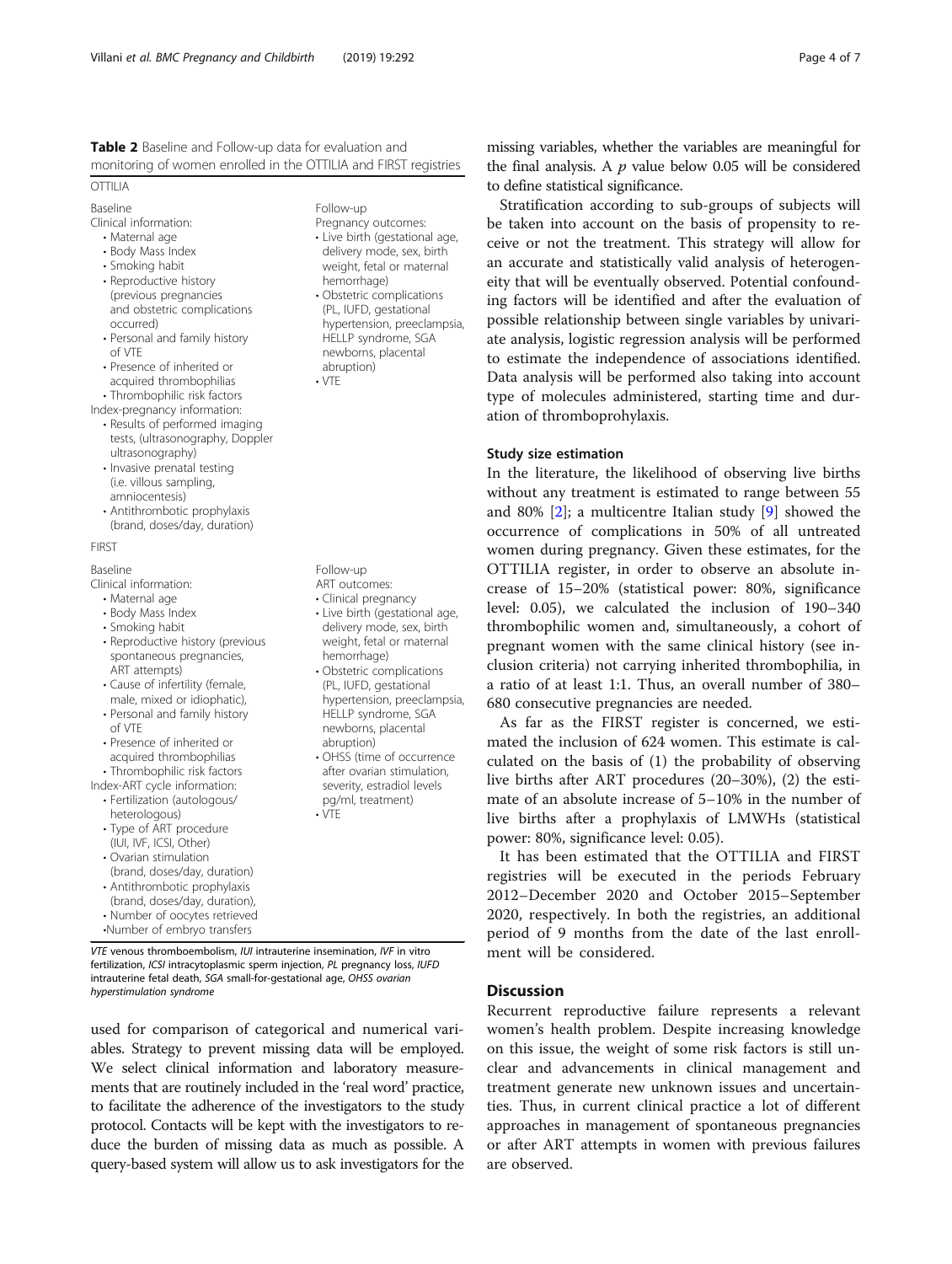**Table 2** Baseline and Follow-up data for evaluation and monitoring of women enrolled in the OTTILIA and FIRST registries

| | Baseline | Follow-up |
|---|---|---|
| OTTILIA | Clinical information:<br>• Maternal age<br>• Body Mass Index<br>• Smoking habit<br>• Reproductive history (previous pregnancies and obstetric complications occurred)<br>• Personal and family history of VTE<br>• Presence of inherited or acquired thrombophilias<br>• Thrombophilic risk factors<br>Index-pregnancy information:<br>• Results of performed imaging tests, (ultrasonography, Doppler ultrasonography)<br>• Invasive prenatal testing (i.e. villous sampling, amniocentesis)<br>• Antithrombotic prophylaxis (brand, doses/day, duration) | Pregnancy outcomes:<br>• Live birth (gestational age, delivery mode, sex, birth weight, fetal or maternal hemorrhage)<br>• Obstetric complications (PL, IUFD, gestational hypertension, preeclampsia, HELLP syndrome, SGA newborns, placental abruption)<br>• VTE |
| FIRST | Clinical information:<br>• Maternal age<br>• Body Mass Index<br>• Smoking habit<br>• Reproductive history (previous spontaneous pregnancies, ART attempts)<br>• Cause of infertility (female, male, mixed or idiophatic),<br>• Personal and family history of VTE<br>• Presence of inherited or acquired thrombophilias<br>• Thrombophilic risk factors<br>Index-ART cycle information:<br>• Fertilization (autologous/heterologous)<br>• Type of ART procedure (IUI, IVF, ICSI, Other)<br>• Ovarian stimulation (brand, doses/day, duration)<br>• Antithrombotic prophylaxis (brand, doses/day, duration),<br>• Number of oocytes retrieved<br>•Number of embryo transfers | ART outcomes:<br>• Clinical pregnancy<br>• Live birth (gestational age, delivery mode, sex, birth weight, fetal or maternal hemorrhage)<br>• Obstetric complications (PL, IUFD, gestational hypertension, preeclampsia, HELLP syndrome, SGA newborns, placental abruption)<br>• OHSS (time of occurrence after ovarian stimulation, severity, estradiol levels pg/ml, treatment)<br>• VTE |

*VTE* venous thromboembolism, *IUI* intrauterine insemination, *IVF* in vitro fertilization, *ICSI* intracytoplasmic sperm injection, *PL* pregnancy loss, *IUFD* intrauterine fetal death, *SGA* small-for-gestational age, *OHSS* ovarian hyperstimulation syndrome

used for comparison of categorical and numerical variables. Strategy to prevent missing data will be employed. We select clinical information and laboratory measurements that are routinely included in the 'real word' practice, to facilitate the adherence of the investigators to the study protocol. Contacts will be kept with the investigators to reduce the burden of missing data as much as possible. A query-based system will allow us to ask investigators for the missing variables, whether the variables are meaningful for the final analysis. A $p$ value below 0.05 will be considered to define statistical significance.

Stratification according to sub-groups of subjects will be taken into account on the basis of propensity to receive or not the treatment. This strategy will allow for an accurate and statistically valid analysis of heterogeneity that will be eventually observed. Potential confounding factors will be identified and after the evaluation of possible relationship between single variables by univariate analysis, logistic regression analysis will be performed to estimate the independence of associations identified. Data analysis will be performed also taking into account type of molecules administered, starting time and duration of thromboprohylaxis.

### Study size estimation

In the literature, the likelihood of observing live births without any treatment is estimated to range between 55 and 80% [2]; a multicentre Italian study [9] showed the occurrence of complications in 50% of all untreated women during pregnancy. Given these estimates, for the OTTILIA register, in order to observe an absolute increase of 15–20% (statistical power: 80%, significance level: 0.05), we calculated the inclusion of 190–340 thrombophilic women and, simultaneously, a cohort of pregnant women with the same clinical history (see inclusion criteria) not carrying inherited thrombophilia, in a ratio of at least 1:1. Thus, an overall number of 380–680 consecutive pregnancies are needed.

As far as the FIRST register is concerned, we estimated the inclusion of 624 women. This estimate is calculated on the basis of (1) the probability of observing live births after ART procedures (20–30%), (2) the estimate of an absolute increase of 5–10% in the number of live births after a prophylaxis of LMWHs (statistical power: 80%, significance level: 0.05).

It has been estimated that the OTTILIA and FIRST registries will be executed in the periods February 2012–December 2020 and October 2015–September 2020, respectively. In both the registries, an additional period of 9 months from the date of the last enrollment will be considered.

## Discussion

Recurrent reproductive failure represents a relevant women's health problem. Despite increasing knowledge on this issue, the weight of some risk factors is still unclear and advancements in clinical management and treatment generate new unknown issues and uncertainties. Thus, in current clinical practice a lot of different approaches in management of spontaneous pregnancies or after ART attempts in women with previous failures are observed.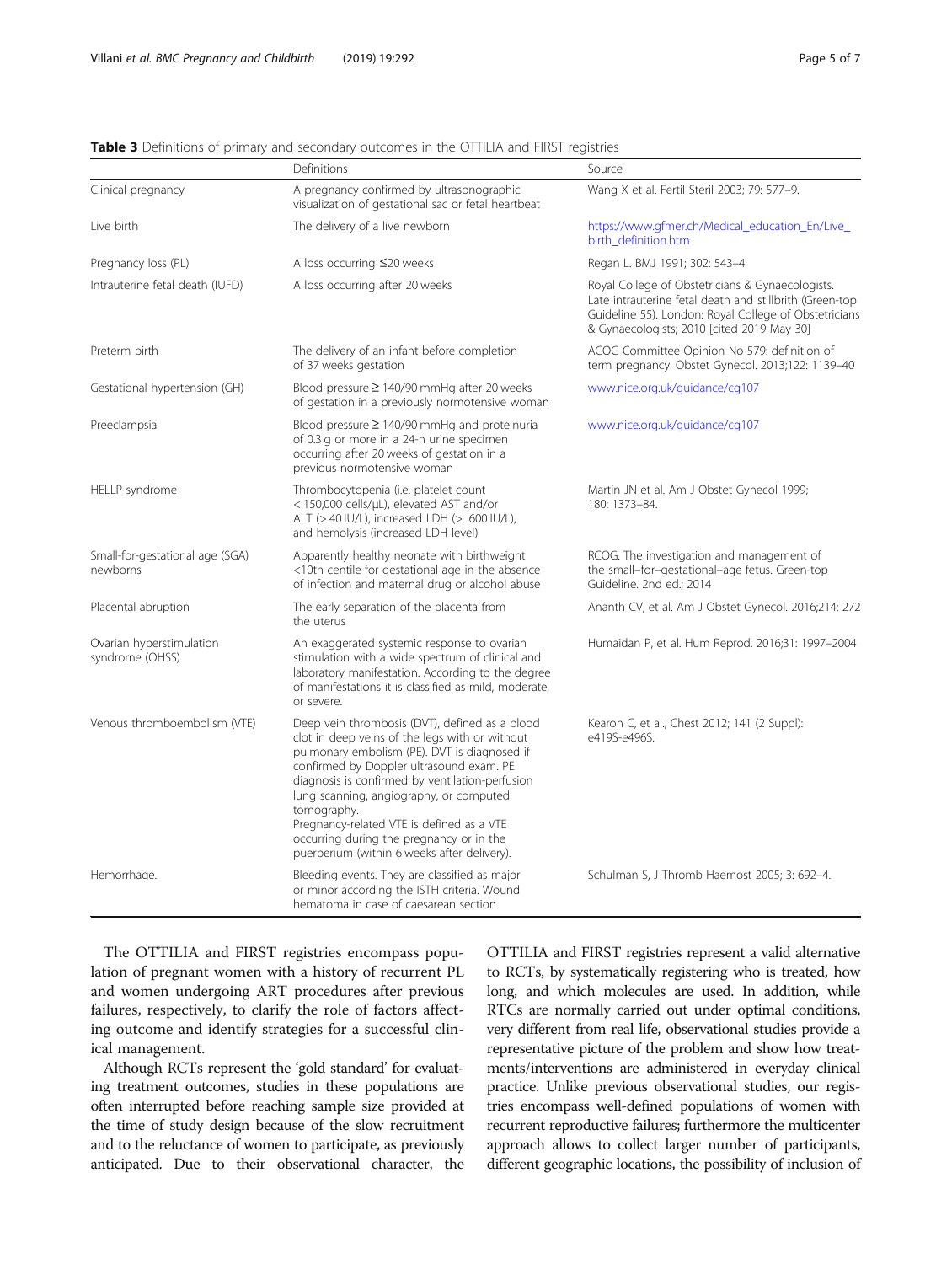**Table 3** Definitions of primary and secondary outcomes in the OTTILIA and FIRST registries

| | Definitions | Source |
|---|---|---|
| Clinical pregnancy | A pregnancy confirmed by ultrasonographic visualization of gestational sac or fetal heartbeat | Wang X et al. Fertil Steril 2003; 79: 577–9. |
| Live birth | The delivery of a live newborn | https://www.gfmer.ch/Medical_education_En/Live_birth_definition.htm |
| Pregnancy loss (PL) | A loss occurring ≤20 weeks | Regan L. BMJ 1991; 302: 543–4 |
| Intrauterine fetal death (IUFD) | A loss occurring after 20 weeks | Royal College of Obstetricians & Gynaecologists. Late intrauterine fetal death and stillbirth (Green-top Guideline 55). London: Royal College of Obstetricians & Gynaecologists; 2010 [cited 2019 May 30] |
| Preterm birth | The delivery of an infant before completion of 37 weeks gestation | ACOG Committee Opinion No 579: definition of term pregnancy. Obstet Gynecol. 2013;122: 1139–40 |
| Gestational hypertension (GH) | Blood pressure ≥ 140/90 mmHg after 20 weeks of gestation in a previously normotensive woman | www.nice.org.uk/guidance/cg107 |
| Preeclampsia | Blood pressure ≥ 140/90 mmHg and proteinuria of 0.3 g or more in a 24-h urine specimen occurring after 20 weeks of gestation in a previous normotensive woman | www.nice.org.uk/guidance/cg107 |
| HELLP syndrome | Thrombocytopenia (i.e. platelet count < 150,000 cells/μL), elevated AST and/or ALT (> 40 IU/L), increased LDH (> 600 IU/L), and hemolysis (increased LDH level) | Martin JN et al. Am J Obstet Gynecol 1999; 180: 1373–84. |
| Small-for-gestational age (SGA) newborns | Apparently healthy neonate with birthweight <10th centile for gestational age in the absence of infection and maternal drug or alcohol abuse | RCOG. The investigation and management of the small–for–gestational–age fetus. Green-top Guideline. 2nd ed.; 2014 |
| Placental abruption | The early separation of the placenta from the uterus | Ananth CV, et al. Am J Obstet Gynecol. 2016;214: 272 |
| Ovarian hyperstimulation syndrome (OHSS) | An exaggerated systemic response to ovarian stimulation with a wide spectrum of clinical and laboratory manifestation. According to the degree of manifestations it is classified as mild, moderate, or severe. | Humaidan P, et al. Hum Reprod. 2016;31: 1997–2004 |
| Venous thromboembolism (VTE) | Deep vein thrombosis (DVT), defined as a blood clot in deep veins of the legs with or without pulmonary embolism (PE). DVT is diagnosed if confirmed by Doppler ultrasound exam. PE diagnosis is confirmed by ventilation-perfusion lung scanning, angiography, or computed tomography. Pregnancy-related VTE is defined as a VTE occurring during the pregnancy or in the puerperium (within 6 weeks after delivery). | Kearon C, et al., Chest 2012; 141 (2 Suppl): e419S-e496S. |
| Hemorrhage. | Bleeding events. They are classified as major or minor according the ISTH criteria. Wound hematoma in case of caesarean section | Schulman S, J Thromb Haemost 2005; 3: 692–4. |

The OTTILIA and FIRST registries encompass population of pregnant women with a history of recurrent PL and women undergoing ART procedures after previous failures, respectively, to clarify the role of factors affecting outcome and identify strategies for a successful clinical management.

Although RCTs represent the 'gold standard' for evaluating treatment outcomes, studies in these populations are often interrupted before reaching sample size provided at the time of study design because of the slow recruitment and to the reluctance of women to participate, as previously anticipated. Due to their observational character, the OTTILIA and FIRST registries represent a valid alternative to RCTs, by systematically registering who is treated, how long, and which molecules are used. In addition, while RTCs are normally carried out under optimal conditions, very different from real life, observational studies provide a representative picture of the problem and show how treatments/interventions are administered in everyday clinical practice. Unlike previous observational studies, our registries encompass well-defined populations of women with recurrent reproductive failures; furthermore the multicenter approach allows to collect larger number of participants, different geographic locations, the possibility of inclusion of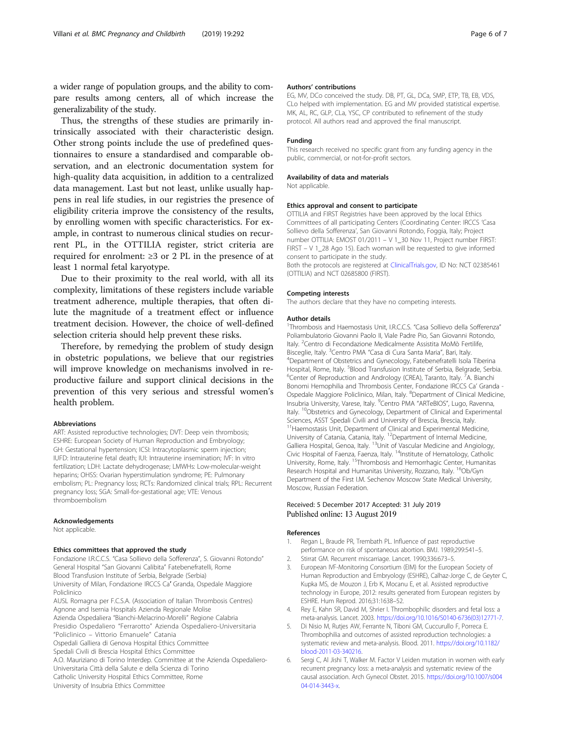a wider range of population groups, and the ability to compare results among centers, all of which increase the generalizability of the study.

Thus, the strengths of these studies are primarily intrinsically associated with their characteristic design. Other strong points include the use of predefined questionnaires to ensure a standardised and comparable observation, and an electronic documentation system for high-quality data acquisition, in addition to a centralized data management. Last but not least, unlike usually happens in real life studies, in our registries the presence of eligibility criteria improve the consistency of the results, by enrolling women with specific characteristics. For example, in contrast to numerous clinical studies on recurrent PL, in the OTTILIA register, strict criteria are required for enrolment: ≥3 or 2 PL in the presence of at least 1 normal fetal karyotype.

Due to their proximity to the real world, with all its complexity, limitations of these registers include variable treatment adherence, multiple therapies, that often dilute the magnitude of a treatment effect or influence treatment decision. However, the choice of well-defined selection criteria should help prevent these risks.

Therefore, by remedying the problem of study design in obstetric populations, we believe that our registries will improve knowledge on mechanisms involved in reproductive failure and support clinical decisions in the prevention of this very serious and stressful women's health problem.

### Abbreviations

ART: Assisted reproductive technologies; DVT: Deep vein thrombosis; ESHRE: European Society of Human Reproduction and Embryology; GH: Gestational hypertension; ICSI: Intracytoplasmic sperm injection; IUFD: Intrauterine fetal death; IUI: Intrauterine insemination; IVF: In vitro fertilization; LDH: Lactate dehydrogenase; LMWHs: Low-molecular-weight heparins; OHSS: Ovarian hyperstimulation syndrome; PE: Pulmonary embolism; PL: Pregnancy loss; RCTs: Randomized clinical trials; RPL: Recurrent pregnancy loss; SGA: Small-for-gestational age; VTE: Venous thromboembolism

### Acknowledgements

Not applicable.

### Ethics committees that approved the study

Fondazione I.R.C.C.S. "Casa Sollievo della Sofferenza", S. Giovanni Rotondo"
General Hospital "San Giovanni Calibita" Fatebenefratelli, Rome
Blood Transfusion Institute of Serbia, Belgrade (Serbia)
University of Milan, Fondazione IRCCS Ca' Granda, Ospedale Maggiore Policlinico
AUSL Romagna per F.C.S.A. (Association of Italian Thrombosis Centres)
Agnone and Isernia Hospitals Azienda Regionale Molise
Azienda Ospedaliera "Bianchi-Melacrino-Morelli" Regione Calabria
Presidio Ospedaliero "Ferrarotto" Azienda Ospedaliero-Universitaria "Policlinico – Vittorio Emanuele" Catania
Ospedali Galliera di Genova Hospital Ethics Committee
Spedali Civili di Brescia Hospital Ethics Committee
A.O. Mauriziano di Torino Interdep. Committee at the Azienda Ospedaliero-Universitaria Città della Salute e della Scienza di Torino
Catholic University Hospital Ethics Committee, Rome
University of Insubria Ethics Committee

### Authors' contributions

EG, MV, DCo conceived the study. DB, PT, GL, DCa, SMP, ETP, TB, EB, VDS, CLo helped with implementation. EG and MV provided statistical expertise. MK, AL, RC, GLP, CLa, YSC, CP contributed to refinement of the study protocol. All authors read and approved the final manuscript.

### Funding

This research received no specific grant from any funding agency in the public, commercial, or not-for-profit sectors.

### Availability of data and materials

Not applicable.

### Ethics approval and consent to participate

OTTILIA and FIRST Registries have been approved by the local Ethics Committees of all participating Centers (Coordinating Center: IRCCS 'Casa Sollievo della Sofferenza', San Giovanni Rotondo, Foggia, Italy; Project number OTTILIA: EMOST 01/2011 – V 1_30 Nov 11, Project number FIRST: FIRST – V 1_28 Ago 15). Each woman will be requested to give informed consent to participate in the study.

Both the protocols are registered at ClinicalTrials.gov, ID No: NCT 02385461 (OTTILIA) and NCT 02685800 (FIRST).

### Competing interests

The authors declare that they have no competing interests.

### Author details

[1]Thrombosis and Haemostasis Unit, I.R.C.C.S. "Casa Sollievo della Sofferenza" Poliambulatorio Giovanni Paolo II, Viale Padre Pio, San Giovanni Rotondo, Italy. [2]Centro di Fecondazione Medicalmente Assistita MoMò Fertilife, Bisceglie, Italy. [3]Centro PMA "Casa di Cura Santa Maria", Bari, Italy. [4]Department of Obstetrics and Gynecology, Fatebenefratelli Isola Tiberina Hospital, Rome, Italy. [5]Blood Transfusion Institute of Serbia, Belgrade, Serbia. [6]Center of Reproduction and Andrology (CREA), Taranto, Italy. [7]A. Bianchi Bonomi Hemophilia and Thrombosis Center, Fondazione IRCCS Ca' Granda - Ospedale Maggiore Policlinico, Milan, Italy. [8]Department of Clinical Medicine, Insubria University, Varese, Italy. [9]Centro PMA "ARTeBIOS", Lugo, Ravenna, Italy. [10]Obstetrics and Gynecology, Department of Clinical and Experimental Sciences, ASST Spedali Civili and University of Brescia, Brescia, Italy. [11]Haemostasis Unit, Department of Clinical and Experimental Medicine, University of Catania, Catania, Italy. [12]Department of Internal Medicine, Galliera Hospital, Genoa, Italy. [13]Unit of Vascular Medicine and Angiology, Civic Hospital of Faenza, Faenza, Italy. [14]Institute of Hematology, Catholic University, Rome, Italy. [15]Thrombosis and Hemorrhagic Center, Humanitas Research Hospital and Humanitas University, Rozzano, Italy. [16]Ob/Gyn Department of the First I.M. Sechenov Moscow State Medical University, Moscow, Russian Federation.

Received: 5 December 2017 Accepted: 31 July 2019
Published online: 13 August 2019

### References

1. Regan L, Braude PR, Trembath PL. Influence of past reproductive performance on risk of spontaneous abortion. BMJ. 1989;299:541–5.
2. Stirrat GM. Recurrent miscarriage. Lancet. 1990;336:673–5.
3. European IVF-Monitoring Consortium (EIM) for the European Society of Human Reproduction and Embryology (ESHRE), Calhaz-Jorge C, de Geyter C, Kupka MS, de Mouzon J, Erb K, Mocanu E, et al. Assisted reproductive technology in Europe, 2012: results generated from European registers by ESHRE. Hum Reprod. 2016;31:1638–52.
4. Rey E, Kahn SR, David M, Shrier I. Thrombophilic disorders and fetal loss: a meta-analysis. Lancet. 2003. https://doi.org/10.1016/S0140-6736(03)12771-7.
5. Di Nisio M, Rutjes AW, Ferrante N, Tiboni GM, Cuccurullo F, Porreca E. Thrombophilia and outcomes of assisted reproduction technologies: a systematic review and meta-analysis. Blood. 2011. https://doi.org/10.1182/blood-2011-03-340216.
6. Sergi C, Al Jishi T, Walker M. Factor V Leiden mutation in women with early recurrent pregnancy loss: a meta-analysis and systematic review of the causal association. Arch Gynecol Obstet. 2015. https://doi.org/10.1007/s00404-014-3443-x.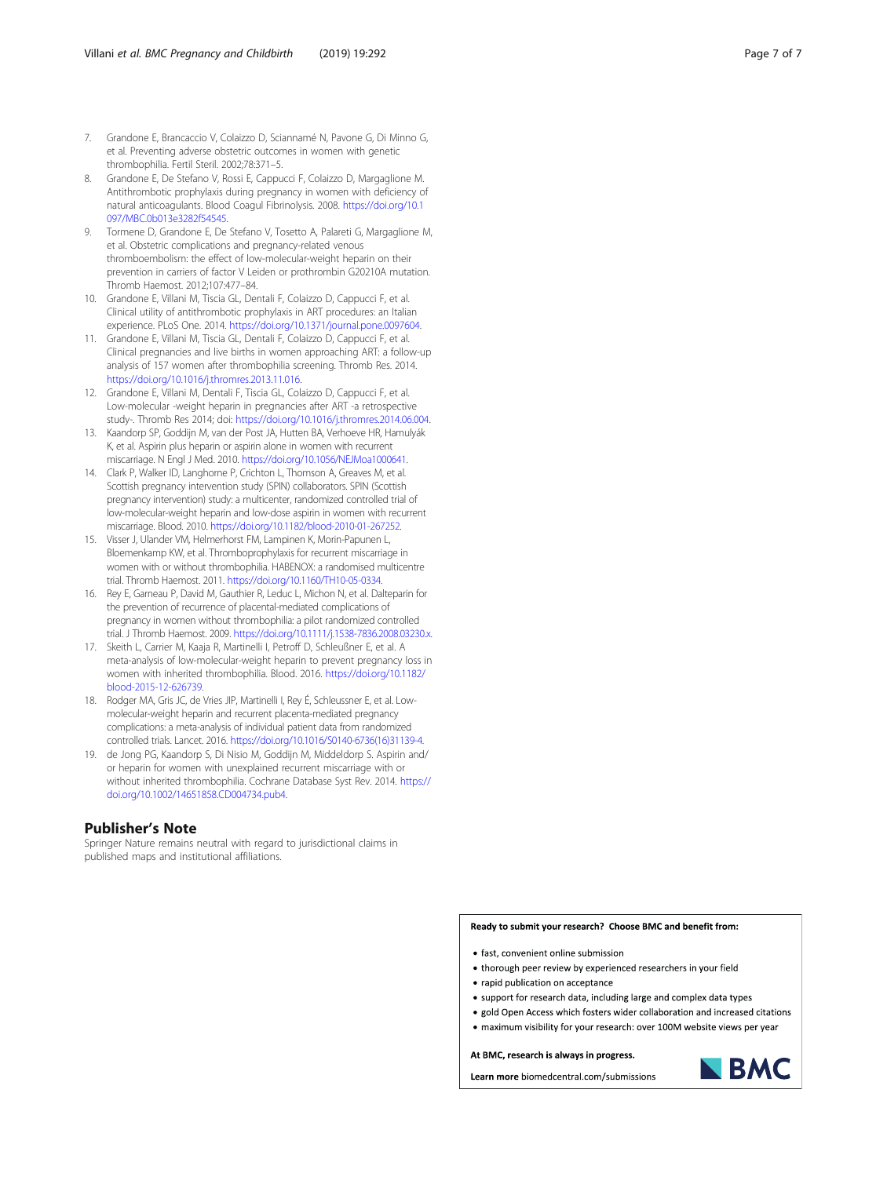7. Grandone E, Brancaccio V, Colaizzo D, Sciannamé N, Pavone G, Di Minno G, et al. Preventing adverse obstetric outcomes in women with genetic thrombophilia. Fertil Steril. 2002;78:371–5.
8. Grandone E, De Stefano V, Rossi E, Cappucci F, Colaizzo D, Margaglione M. Antithrombotic prophylaxis during pregnancy in women with deficiency of natural anticoagulants. Blood Coagul Fibrinolysis. 2008. https://doi.org/10.1097/MBC.0b013e3282f54545.
9. Tormene D, Grandone E, De Stefano V, Tosetto A, Palareti G, Margaglione M, et al. Obstetric complications and pregnancy-related venous thromboembolism: the effect of low-molecular-weight heparin on their prevention in carriers of factor V Leiden or prothrombin G20210A mutation. Thromb Haemost. 2012;107:477–84.
10. Grandone E, Villani M, Tiscia GL, Dentali F, Colaizzo D, Cappucci F, et al. Clinical utility of antithrombotic prophylaxis in ART procedures: an Italian experience. PLoS One. 2014. https://doi.org/10.1371/journal.pone.0097604.
11. Grandone E, Villani M, Tiscia GL, Dentali F, Colaizzo D, Cappucci F, et al. Clinical pregnancies and live births in women approaching ART: a follow-up analysis of 157 women after thrombophilia screening. Thromb Res. 2014. https://doi.org/10.1016/j.thromres.2013.11.016.
12. Grandone E, Villani M, Dentali F, Tiscia GL, Colaizzo D, Cappucci F, et al. Low-molecular -weight heparin in pregnancies after ART -a retrospective study-. Thromb Res 2014; doi: https://doi.org/10.1016/j.thromres.2014.06.004.
13. Kaandorp SP, Goddijn M, van der Post JA, Hutten BA, Verhoeve HR, Hamulyák K, et al. Aspirin plus heparin or aspirin alone in women with recurrent miscarriage. N Engl J Med. 2010. https://doi.org/10.1056/NEJMoa1000641.
14. Clark P, Walker ID, Langhorne P, Crichton L, Thomson A, Greaves M, et al. Scottish pregnancy intervention study (SPIN) collaborators. SPIN (Scottish pregnancy intervention) study: a multicenter, randomized controlled trial of low-molecular-weight heparin and low-dose aspirin in women with recurrent miscarriage. Blood. 2010. https://doi.org/10.1182/blood-2010-01-267252.
15. Visser J, Ulander VM, Helmerhorst FM, Lampinen K, Morin-Papunen L, Bloemenkamp KW, et al. Thromboprophylaxis for recurrent miscarriage in women with or without thrombophilia. HABENOX: a randomised multicentre trial. Thromb Haemost. 2011. https://doi.org/10.1160/TH10-05-0334.
16. Rey E, Garneau P, David M, Gauthier R, Leduc L, Michon N, et al. Dalteparin for the prevention of recurrence of placental-mediated complications of pregnancy in women without thrombophilia: a pilot randomized controlled trial. J Thromb Haemost. 2009. https://doi.org/10.1111/j.1538-7836.2008.03230.x.
17. Skeith L, Carrier M, Kaaja R, Martinelli I, Petroff D, Schleußner E, et al. A meta-analysis of low-molecular-weight heparin to prevent pregnancy loss in women with inherited thrombophilia. Blood. 2016. https://doi.org/10.1182/blood-2015-12-626739.
18. Rodger MA, Gris JC, de Vries JIP, Martinelli I, Rey É, Schleussner E, et al. Low-molecular-weight heparin and recurrent placenta-mediated pregnancy complications: a meta-analysis of individual patient data from randomized controlled trials. Lancet. 2016. https://doi.org/10.1016/S0140-6736(16)31139-4.
19. de Jong PG, Kaandorp S, Di Nisio M, Goddijn M, Middeldorp S. Aspirin and/or heparin for women with unexplained recurrent miscarriage with or without inherited thrombophilia. Cochrane Database Syst Rev. 2014. https://doi.org/10.1002/14651858.CD004734.pub4.

## Publisher's Note

Springer Nature remains neutral with regard to jurisdictional claims in published maps and institutional affiliations.

**Ready to submit your research? Choose BMC and benefit from:**

- fast, convenient online submission
- thorough peer review by experienced researchers in your field
- rapid publication on acceptance
- support for research data, including large and complex data types
- gold Open Access which fosters wider collaboration and increased citations
- maximum visibility for your research: over 100M website views per year

**At BMC, research is always in progress.**

**Learn more** biomedcentral.com/submissions

BMC